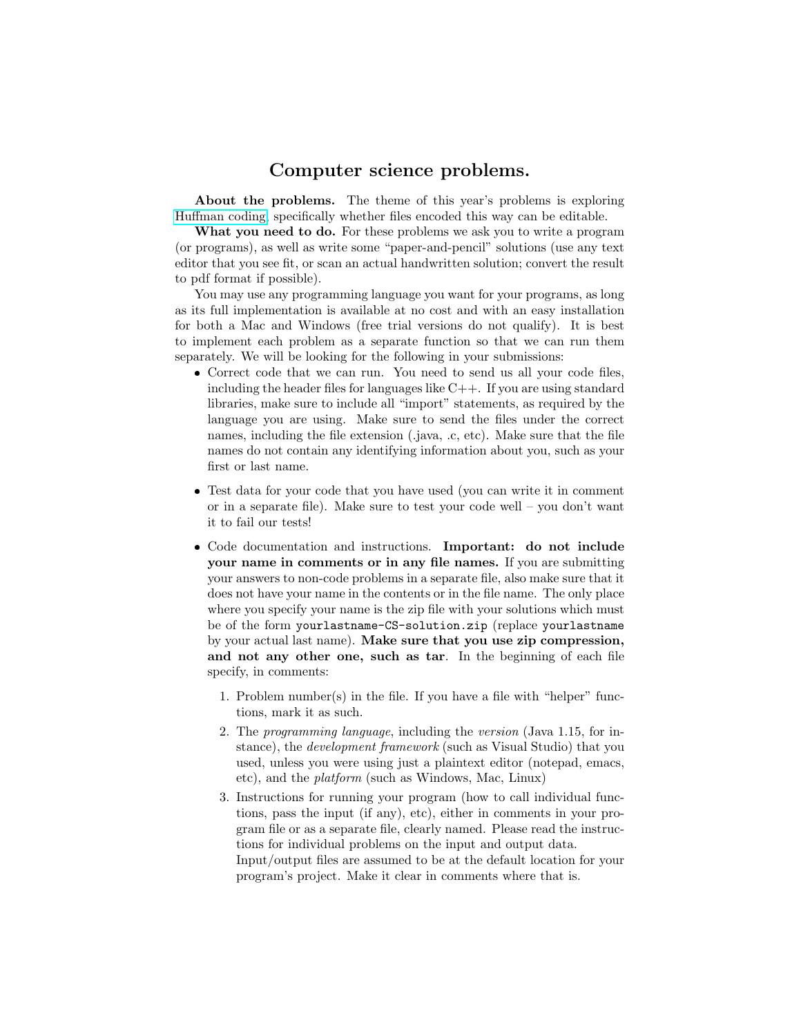# Computer science problems.

**About the problems.** The theme of this year's problems is exploring Huffman coding, specifically whether files encoded this way can be editable.

**What you need to do.** For these problems we ask you to write a program (or programs), as well as write some "paper-and-pencil" solutions (use any text editor that you see fit, or scan an actual handwritten solution; convert the result to pdf format if possible).

You may use any programming language you want for your programs, as long as its full implementation is available at no cost and with an easy installation for both a Mac and Windows (free trial versions do not qualify). It is best to implement each problem as a separate function so that we can run them separately. We will be looking for the following in your submissions:

- Correct code that we can run. You need to send us all your code files, including the header files for languages like C++. If you are using standard libraries, make sure to include all "import" statements, as required by the language you are using. Make sure to send the files under the correct names, including the file extension (.java, .c, etc). Make sure that the file names do not contain any identifying information about you, such as your first or last name.

- Test data for your code that you have used (you can write it in comment or in a separate file). Make sure to test your code well – you don't want it to fail our tests!

- Code documentation and instructions. **Important: do not include your name in comments or in any file names.** If you are submitting your answers to non-code problems in a separate file, also make sure that it does not have your name in the contents or in the file name. The only place where you specify your name is the zip file with your solutions which must be of the form `yourlastname-CS-solution.zip` (replace `yourlastname` by your actual last name). **Make sure that you use zip compression, and not any other one, such as tar**. In the beginning of each file specify, in comments:

  1. Problem number(s) in the file. If you have a file with "helper" functions, mark it as such.
  2. The *programming language*, including the *version* (Java 1.15, for instance), the *development framework* (such as Visual Studio) that you used, unless you were using just a plaintext editor (notepad, emacs, etc), and the *platform* (such as Windows, Mac, Linux)
  3. Instructions for running your program (how to call individual functions, pass the input (if any), etc), either in comments in your program file or as a separate file, clearly named. Please read the instructions for individual problems on the input and output data.
     Input/output files are assumed to be at the default location for your program's project. Make it clear in comments where that is.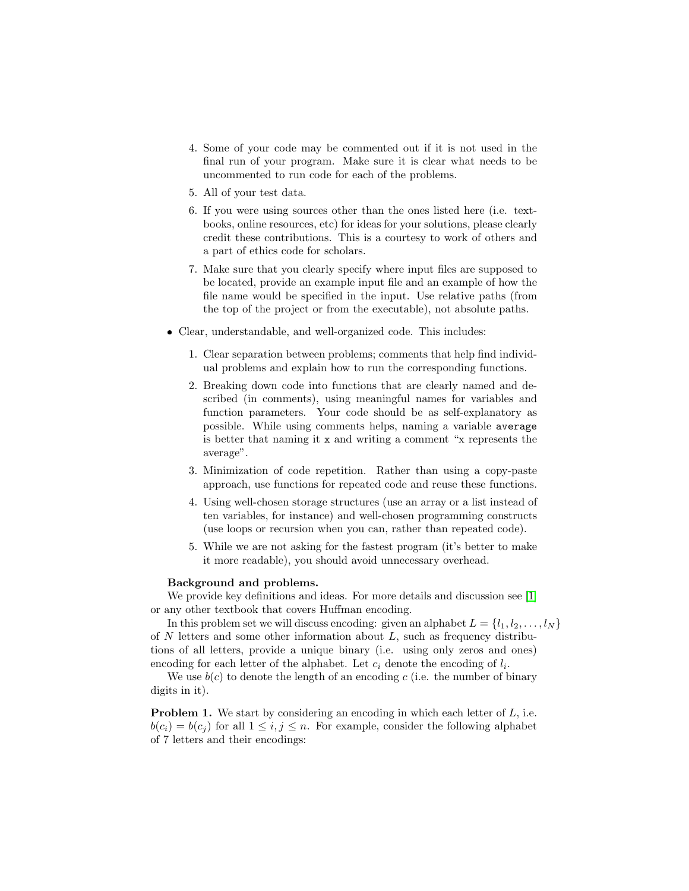4. Some of your code may be commented out if it is not used in the final run of your program. Make sure it is clear what needs to be uncommented to run code for each of the problems.
5. All of your test data.
6. If you were using sources other than the ones listed here (i.e. textbooks, online resources, etc) for ideas for your solutions, please clearly credit these contributions. This is a courtesy to work of others and a part of ethics code for scholars.
7. Make sure that you clearly specify where input files are supposed to be located, provide an example input file and an example of how the file name would be specified in the input. Use relative paths (from the top of the project or from the executable), not absolute paths.

- Clear, understandable, and well-organized code. This includes:
  1. Clear separation between problems; comments that help find individual problems and explain how to run the corresponding functions.
  2. Breaking down code into functions that are clearly named and described (in comments), using meaningful names for variables and function parameters. Your code should be as self-explanatory as possible. While using comments helps, naming a variable `average` is better that naming it `x` and writing a comment "x represents the average".
  3. Minimization of code repetition. Rather than using a copy-paste approach, use functions for repeated code and reuse these functions.
  4. Using well-chosen storage structures (use an array or a list instead of ten variables, for instance) and well-chosen programming constructs (use loops or recursion when you can, rather than repeated code).
  5. While we are not asking for the fastest program (it's better to make it more readable), you should avoid unnecessary overhead.

**Background and problems.**

We provide key definitions and ideas. For more details and discussion see [1] or any other textbook that covers Huffman encoding.

In this problem set we will discuss encoding: given an alphabet $L = \{l_1, l_2, \ldots, l_N\}$ of $N$ letters and some other information about $L$, such as frequency distributions of all letters, provide a unique binary (i.e. using only zeros and ones) encoding for each letter of the alphabet. Let $c_i$ denote the encoding of $l_i$.

We use $b(c)$ to denote the length of an encoding $c$ (i.e. the number of binary digits in it).

**Problem 1.** We start by considering an encoding in which each letter of $L$, i.e. $b(c_i) = b(c_j)$ for all $1 \leq i, j \leq n$. For example, consider the following alphabet of 7 letters and their encodings: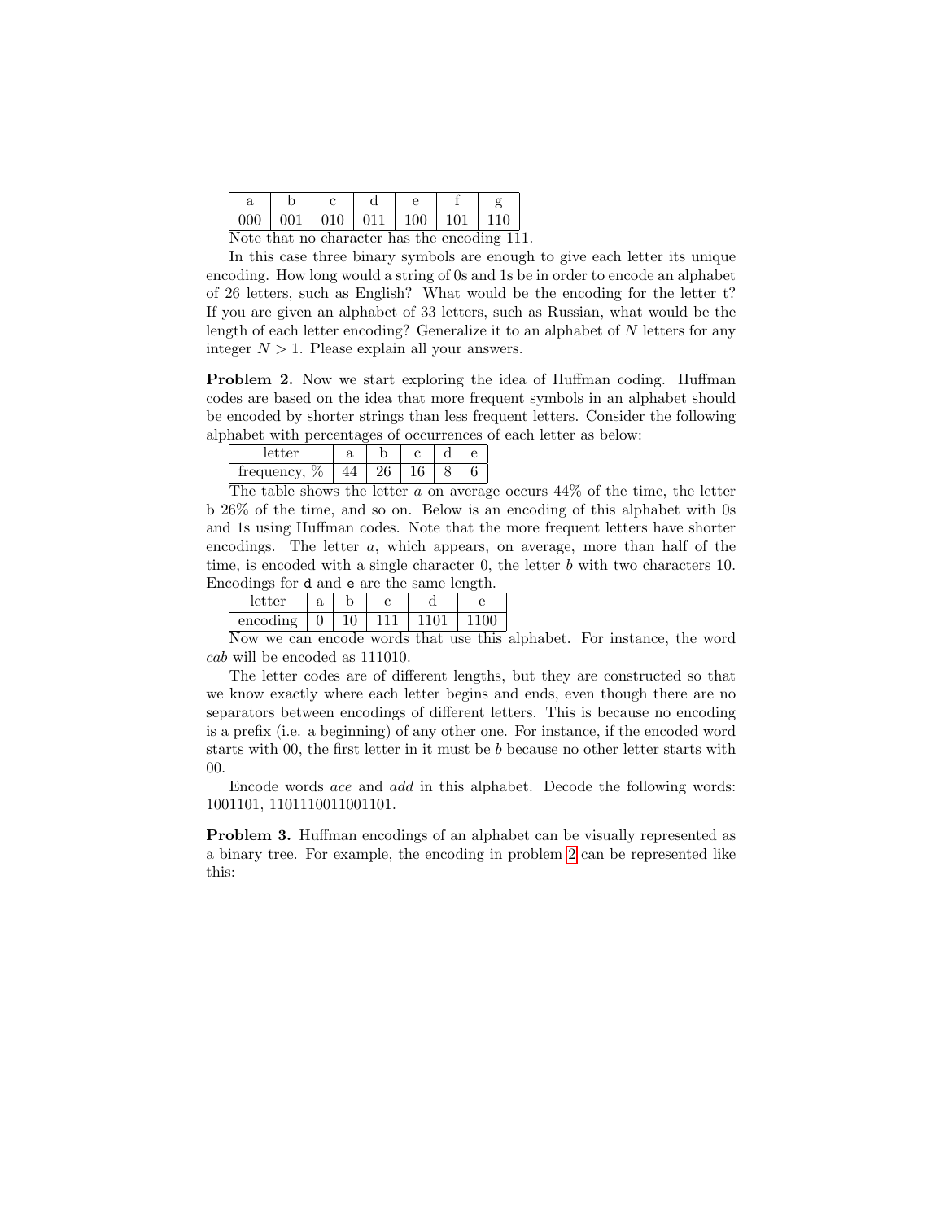| a | b | c | d | e | f | g |
|---|---|---|---|---|---|---|
| 000 | 001 | 010 | 011 | 100 | 101 | 110 |

Note that no character has the encoding 111.

In this case three binary symbols are enough to give each letter its unique encoding. How long would a string of 0s and 1s be in order to encode an alphabet of 26 letters, such as English? What would be the encoding for the letter t? If you are given an alphabet of 33 letters, such as Russian, what would be the length of each letter encoding? Generalize it to an alphabet of $N$ letters for any integer $N > 1$. Please explain all your answers.

**Problem 2.** Now we start exploring the idea of Huffman coding. Huffman codes are based on the idea that more frequent symbols in an alphabet should be encoded by shorter strings than less frequent letters. Consider the following alphabet with percentages of occurrences of each letter as below:

| letter | a | b | c | d | e |
|---|---|---|---|---|---|
| frequency, % | 44 | 26 | 16 | 8 | 6 |

The table shows the letter *a* on average occurs 44% of the time, the letter b 26% of the time, and so on. Below is an encoding of this alphabet with 0s and 1s using Huffman codes. Note that the more frequent letters have shorter encodings. The letter *a*, which appears, on average, more than half of the time, is encoded with a single character 0, the letter *b* with two characters 10. Encodings for `d` and `e` are the same length.

| letter | a | b | c | d | e |
|---|---|---|---|---|---|
| encoding | 0 | 10 | 111 | 1101 | 1100 |

Now we can encode words that use this alphabet. For instance, the word *cab* will be encoded as 111010.

The letter codes are of different lengths, but they are constructed so that we know exactly where each letter begins and ends, even though there are no separators between encodings of different letters. This is because no encoding is a prefix (i.e. a beginning) of any other one. For instance, if the encoded word starts with 00, the first letter in it must be *b* because no other letter starts with 00.

Encode words *ace* and *add* in this alphabet. Decode the following words: 1001101, 1101110011001101.

**Problem 3.** Huffman encodings of an alphabet can be visually represented as a binary tree. For example, the encoding in problem 2 can be represented like this: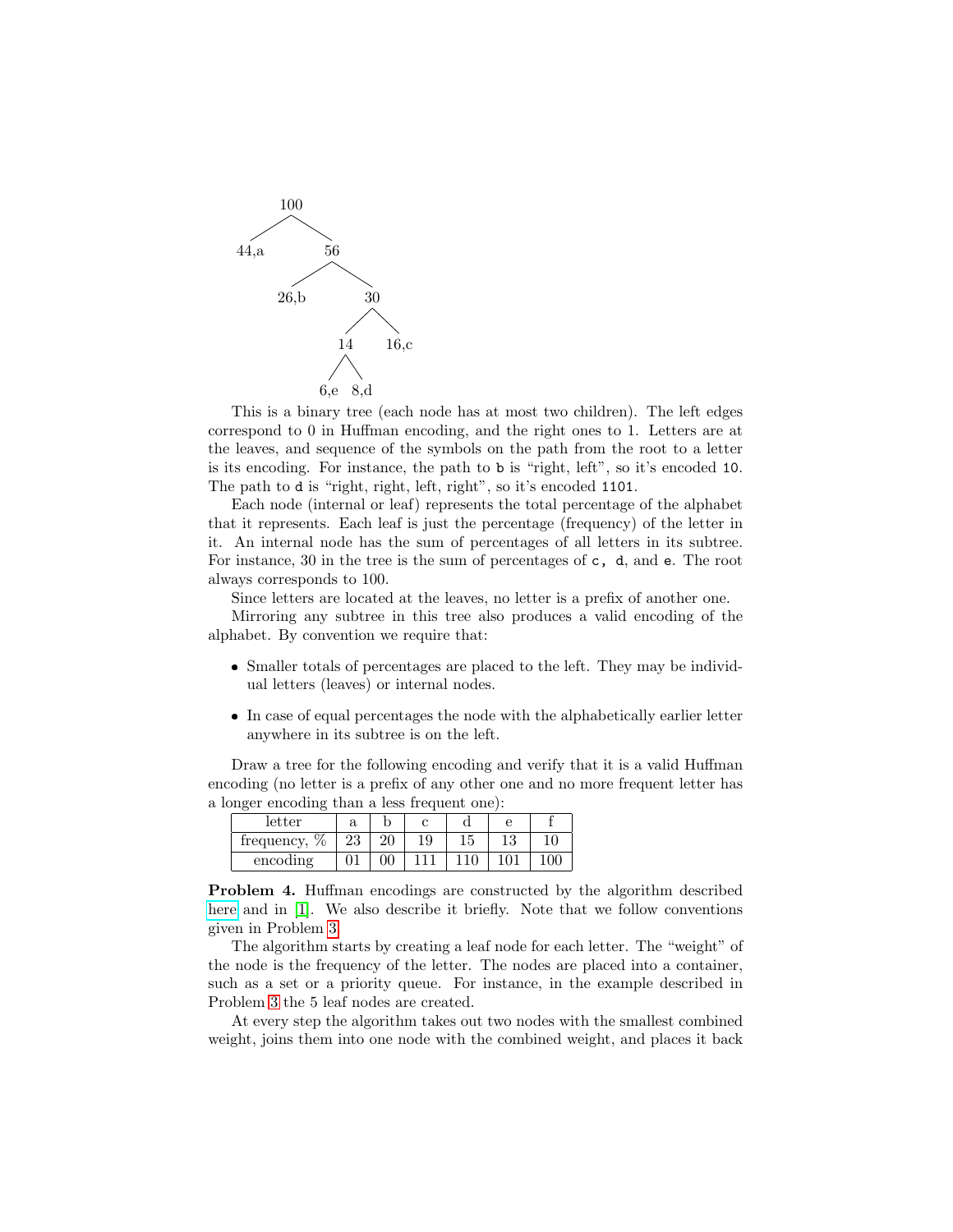```
100
├── 44,a
└── 56
    ├── 26,b
    └── 30
        ├── 14
        │   ├── 6,e
        │   └── 8,d
        └── 16,c
```

This is a binary tree (each node has at most two children). The left edges correspond to 0 in Huffman encoding, and the right ones to 1. Letters are at the leaves, and sequence of the symbols on the path from the root to a letter is its encoding. For instance, the path to `b` is "right, left", so it's encoded `10`. The path to `d` is "right, right, left, right", so it's encoded `1101`.

Each node (internal or leaf) represents the total percentage of the alphabet that it represents. Each leaf is just the percentage (frequency) of the letter in it. An internal node has the sum of percentages of all letters in its subtree. For instance, 30 in the tree is the sum of percentages of `c, d`, and `e`. The root always corresponds to 100.

Since letters are located at the leaves, no letter is a prefix of another one.

Mirroring any subtree in this tree also produces a valid encoding of the alphabet. By convention we require that:

- Smaller totals of percentages are placed to the left. They may be individual letters (leaves) or internal nodes.
- In case of equal percentages the node with the alphabetically earlier letter anywhere in its subtree is on the left.

Draw a tree for the following encoding and verify that it is a valid Huffman encoding (no letter is a prefix of any other one and no more frequent letter has a longer encoding than a less frequent one):

| letter | a | b | c | d | e | f |
|---|---|---|---|---|---|---|
| frequency, % | 23 | 20 | 19 | 15 | 13 | 10 |
| encoding | 01 | 00 | 111 | 110 | 101 | 100 |

**Problem 4.** Huffman encodings are constructed by the algorithm described here and in [1]. We also describe it briefly. Note that we follow conventions given in Problem 3.

The algorithm starts by creating a leaf node for each letter. The "weight" of the node is the frequency of the letter. The nodes are placed into a container, such as a set or a priority queue. For instance, in the example described in Problem 3 the 5 leaf nodes are created.

At every step the algorithm takes out two nodes with the smallest combined weight, joins them into one node with the combined weight, and places it back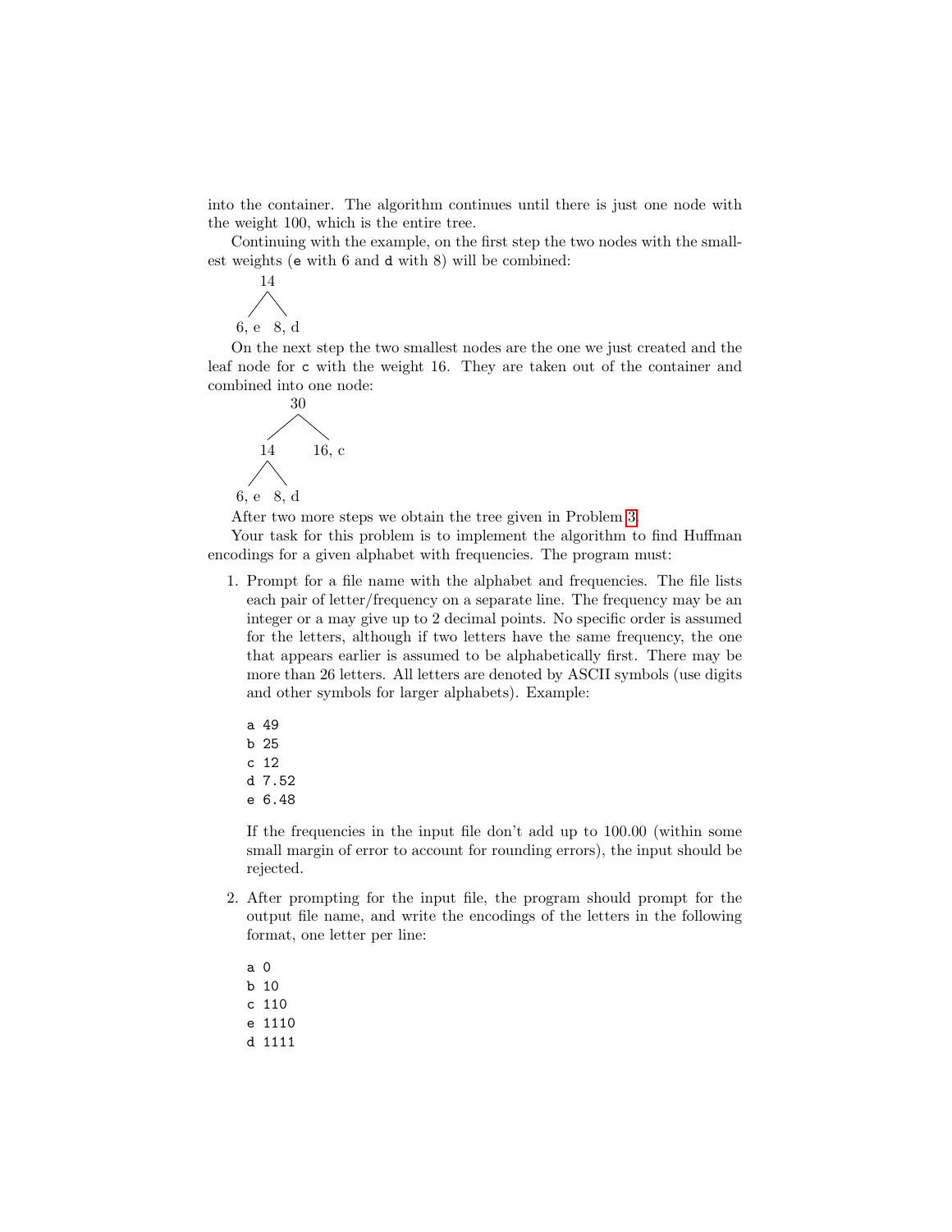into the container. The algorithm continues until there is just one node with the weight 100, which is the entire tree.

Continuing with the example, on the first step the two nodes with the smallest weights (`e` with 6 and `d` with 8) will be combined:

```
   14
  /  \
6, e  8, d
```

On the next step the two smallest nodes are the one we just created and the leaf node for `c` with the weight 16. They are taken out of the container and combined into one node:

```
        30
       /  \
     14    16, c
    /  \
 6, e  8, d
```

After two more steps we obtain the tree given in Problem 3.

Your task for this problem is to implement the algorithm to find Huffman encodings for a given alphabet with frequencies. The program must:

1. Prompt for a file name with the alphabet and frequencies. The file lists each pair of letter/frequency on a separate line. The frequency may be an integer or a may give up to 2 decimal points. No specific order is assumed for the letters, although if two letters have the same frequency, the one that appears earlier is assumed to be alphabetically first. There may be more than 26 letters. All letters are denoted by ASCII symbols (use digits and other symbols for larger alphabets). Example:

   ```
   a 49
   b 25
   c 12
   d 7.52
   e 6.48
   ```

   If the frequencies in the input file don't add up to 100.00 (within some small margin of error to account for rounding errors), the input should be rejected.

2. After prompting for the input file, the program should prompt for the output file name, and write the encodings of the letters in the following format, one letter per line:

   ```
   a 0
   b 10
   c 110
   e 1110
   d 1111
   ```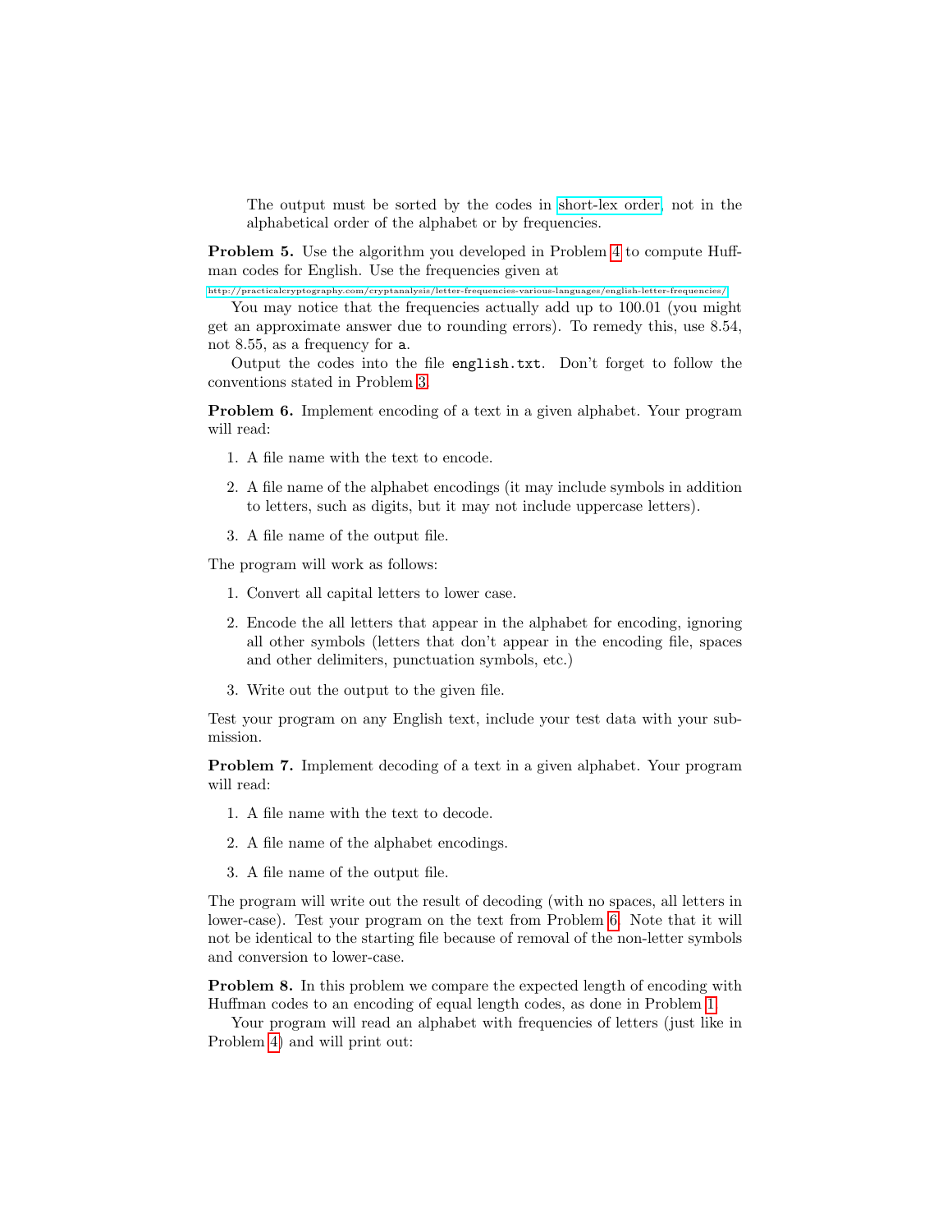The output must be sorted by the codes in short-lex order, not in the alphabetical order of the alphabet or by frequencies.

**Problem 5.** Use the algorithm you developed in Problem 4 to compute Huffman codes for English. Use the frequencies given at

http://practicalcryptography.com/cryptanalysis/letter-frequencies-various-languages/english-letter-frequencies/

You may notice that the frequencies actually add up to 100.01 (you might get an approximate answer due to rounding errors). To remedy this, use 8.54, not 8.55, as a frequency for `a`.

Output the codes into the file `english.txt`. Don't forget to follow the conventions stated in Problem 3.

**Problem 6.** Implement encoding of a text in a given alphabet. Your program will read:

1. A file name with the text to encode.
2. A file name of the alphabet encodings (it may include symbols in addition to letters, such as digits, but it may not include uppercase letters).
3. A file name of the output file.

The program will work as follows:

1. Convert all capital letters to lower case.
2. Encode the all letters that appear in the alphabet for encoding, ignoring all other symbols (letters that don't appear in the encoding file, spaces and other delimiters, punctuation symbols, etc.)
3. Write out the output to the given file.

Test your program on any English text, include your test data with your submission.

**Problem 7.** Implement decoding of a text in a given alphabet. Your program will read:

1. A file name with the text to decode.
2. A file name of the alphabet encodings.
3. A file name of the output file.

The program will write out the result of decoding (with no spaces, all letters in lower-case). Test your program on the text from Problem 6. Note that it will not be identical to the starting file because of removal of the non-letter symbols and conversion to lower-case.

**Problem 8.** In this problem we compare the expected length of encoding with Huffman codes to an encoding of equal length codes, as done in Problem 1.

Your program will read an alphabet with frequencies of letters (just like in Problem 4) and will print out: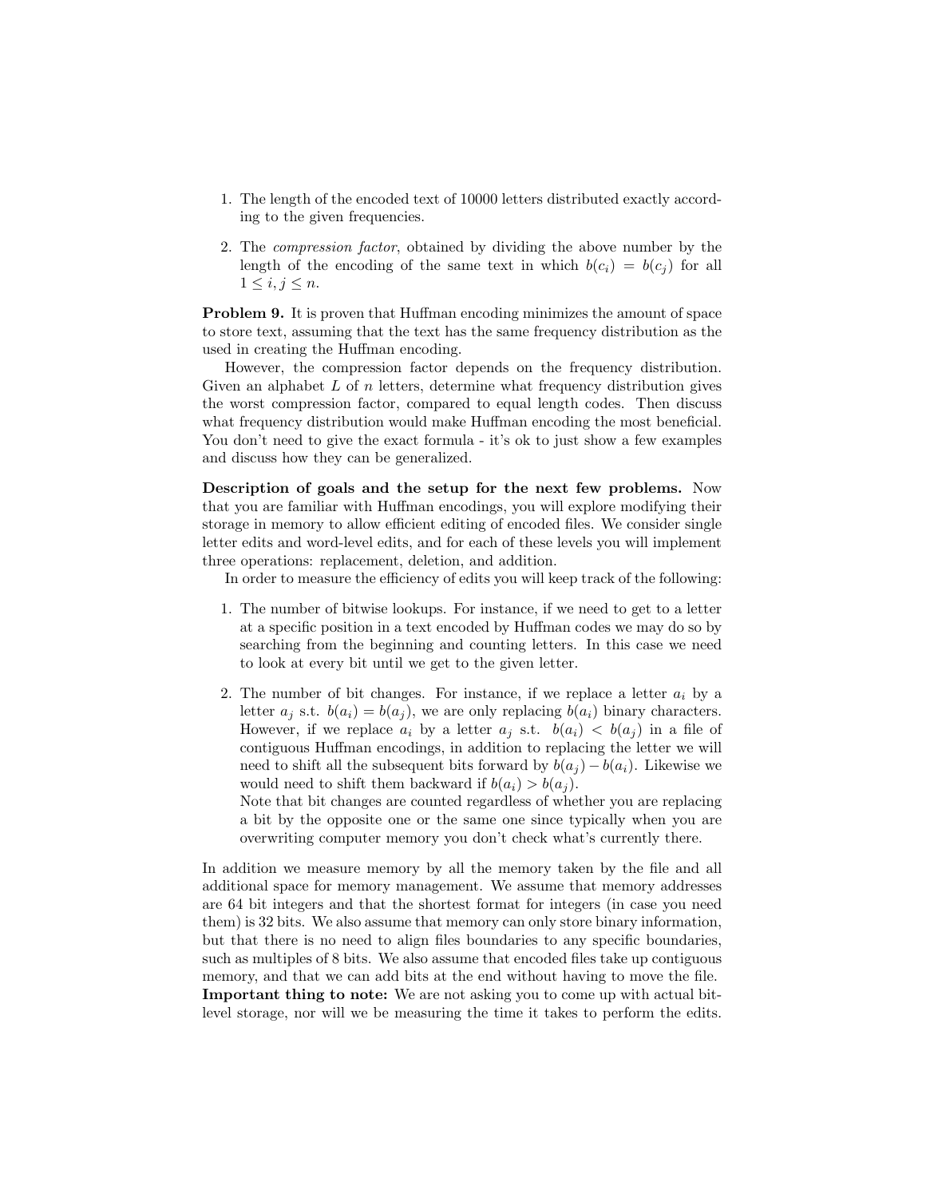1. The length of the encoded text of 10000 letters distributed exactly according to the given frequencies.

2. The *compression factor*, obtained by dividing the above number by the length of the encoding of the same text in which $b(c_i) = b(c_j)$ for all $1 \leq i, j \leq n$.

**Problem 9.** It is proven that Huffman encoding minimizes the amount of space to store text, assuming that the text has the same frequency distribution as the used in creating the Huffman encoding.

However, the compression factor depends on the frequency distribution. Given an alphabet $L$ of $n$ letters, determine what frequency distribution gives the worst compression factor, compared to equal length codes. Then discuss what frequency distribution would make Huffman encoding the most beneficial. You don't need to give the exact formula - it's ok to just show a few examples and discuss how they can be generalized.

**Description of goals and the setup for the next few problems.** Now that you are familiar with Huffman encodings, you will explore modifying their storage in memory to allow efficient editing of encoded files. We consider single letter edits and word-level edits, and for each of these levels you will implement three operations: replacement, deletion, and addition.

In order to measure the efficiency of edits you will keep track of the following:

1. The number of bitwise lookups. For instance, if we need to get to a letter at a specific position in a text encoded by Huffman codes we may do so by searching from the beginning and counting letters. In this case we need to look at every bit until we get to the given letter.

2. The number of bit changes. For instance, if we replace a letter $a_i$ by a letter $a_j$ s.t. $b(a_i) = b(a_j)$, we are only replacing $b(a_i)$ binary characters. However, if we replace $a_i$ by a letter $a_j$ s.t. $b(a_i) < b(a_j)$ in a file of contiguous Huffman encodings, in addition to replacing the letter we will need to shift all the subsequent bits forward by $b(a_j) - b(a_i)$. Likewise we would need to shift them backward if $b(a_i) > b(a_j)$.
   Note that bit changes are counted regardless of whether you are replacing a bit by the opposite one or the same one since typically when you are overwriting computer memory you don't check what's currently there.

In addition we measure memory by all the memory taken by the file and all additional space for memory management. We assume that memory addresses are 64 bit integers and that the shortest format for integers (in case you need them) is 32 bits. We also assume that memory can only store binary information, but that there is no need to align files boundaries to any specific boundaries, such as multiples of 8 bits. We also assume that encoded files take up contiguous memory, and that we can add bits at the end without having to move the file.
**Important thing to note:** We are not asking you to come up with actual bit-level storage, nor will we be measuring the time it takes to perform the edits.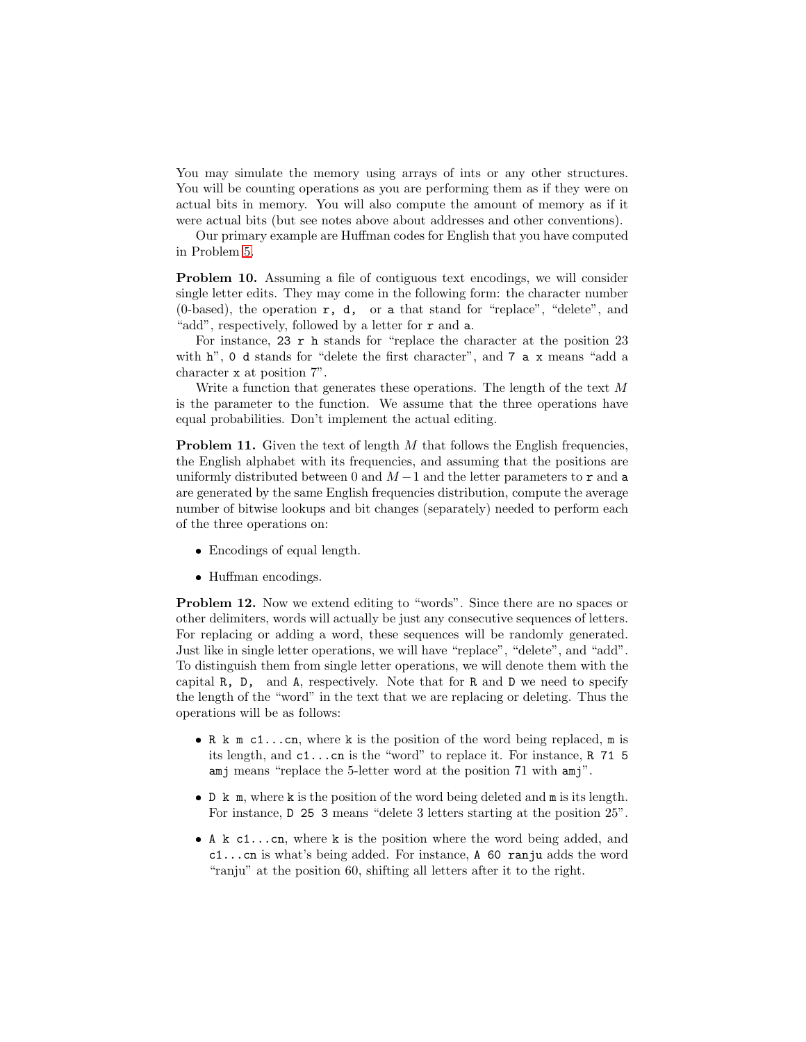You may simulate the memory using arrays of ints or any other structures. You will be counting operations as you are performing them as if they were on actual bits in memory. You will also compute the amount of memory as if it were actual bits (but see notes above about addresses and other conventions).

Our primary example are Huffman codes for English that you have computed in Problem 5.

**Problem 10.** Assuming a file of contiguous text encodings, we will consider single letter edits. They may come in the following form: the character number (0-based), the operation `r`, `d`, or `a` that stand for "replace", "delete", and "add", respectively, followed by a letter for `r` and `a`.

For instance, `23 r h` stands for "replace the character at the position 23 with `h`", `0 d` stands for "delete the first character", and `7 a x` means "add a character `x` at position 7".

Write a function that generates these operations. The length of the text $M$ is the parameter to the function. We assume that the three operations have equal probabilities. Don't implement the actual editing.

**Problem 11.** Given the text of length $M$ that follows the English frequencies, the English alphabet with its frequencies, and assuming that the positions are uniformly distributed between 0 and $M-1$ and the letter parameters to `r` and `a` are generated by the same English frequencies distribution, compute the average number of bitwise lookups and bit changes (separately) needed to perform each of the three operations on:

- Encodings of equal length.
- Huffman encodings.

**Problem 12.** Now we extend editing to "words". Since there are no spaces or other delimiters, words will actually be just any consecutive sequences of letters. For replacing or adding a word, these sequences will be randomly generated. Just like in single letter operations, we will have "replace", "delete", and "add". To distinguish them from single letter operations, we will denote them with the capital `R`, `D`, and `A`, respectively. Note that for `R` and `D` we need to specify the length of the "word" in the text that we are replacing or deleting. Thus the operations will be as follows:

- `R k m c1...cn`, where `k` is the position of the word being replaced, `m` is its length, and `c1...cn` is the "word" to replace it. For instance, `R 71 5 amj` means "replace the 5-letter word at the position 71 with `amj`".
- `D k m`, where `k` is the position of the word being deleted and `m` is its length. For instance, `D 25 3` means "delete 3 letters starting at the position 25".
- `A k c1...cn`, where `k` is the position where the word being added, and `c1...cn` is what's being added. For instance, `A 60 ranju` adds the word "ranju" at the position 60, shifting all letters after it to the right.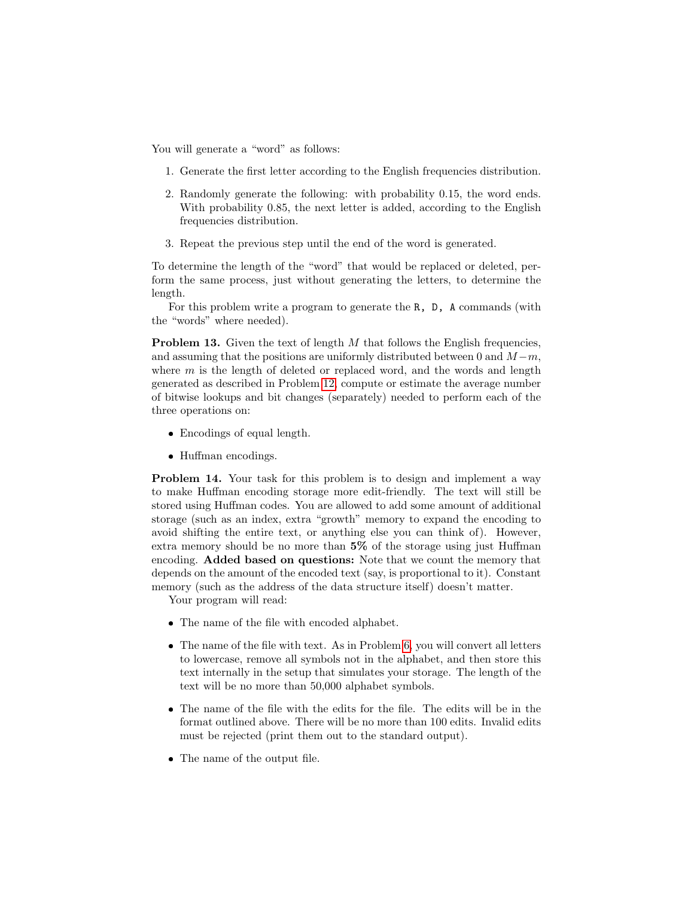You will generate a "word" as follows:

1. Generate the first letter according to the English frequencies distribution.
2. Randomly generate the following: with probability 0.15, the word ends. With probability 0.85, the next letter is added, according to the English frequencies distribution.
3. Repeat the previous step until the end of the word is generated.

To determine the length of the "word" that would be replaced or deleted, perform the same process, just without generating the letters, to determine the length.

For this problem write a program to generate the `R, D, A` commands (with the "words" where needed).

**Problem 13.** Given the text of length $M$ that follows the English frequencies, and assuming that the positions are uniformly distributed between 0 and $M-m$, where $m$ is the length of deleted or replaced word, and the words and length generated as described in Problem 12, compute or estimate the average number of bitwise lookups and bit changes (separately) needed to perform each of the three operations on:

- Encodings of equal length.
- Huffman encodings.

**Problem 14.** Your task for this problem is to design and implement a way to make Huffman encoding storage more edit-friendly. The text will still be stored using Huffman codes. You are allowed to add some amount of additional storage (such as an index, extra "growth" memory to expand the encoding to avoid shifting the entire text, or anything else you can think of). However, extra memory should be no more than **5%** of the storage using just Huffman encoding. **Added based on questions:** Note that we count the memory that depends on the amount of the encoded text (say, is proportional to it). Constant memory (such as the address of the data structure itself) doesn't matter.

Your program will read:

- The name of the file with encoded alphabet.
- The name of the file with text. As in Problem 6, you will convert all letters to lowercase, remove all symbols not in the alphabet, and then store this text internally in the setup that simulates your storage. The length of the text will be no more than 50,000 alphabet symbols.
- The name of the file with the edits for the file. The edits will be in the format outlined above. There will be no more than 100 edits. Invalid edits must be rejected (print them out to the standard output).
- The name of the output file.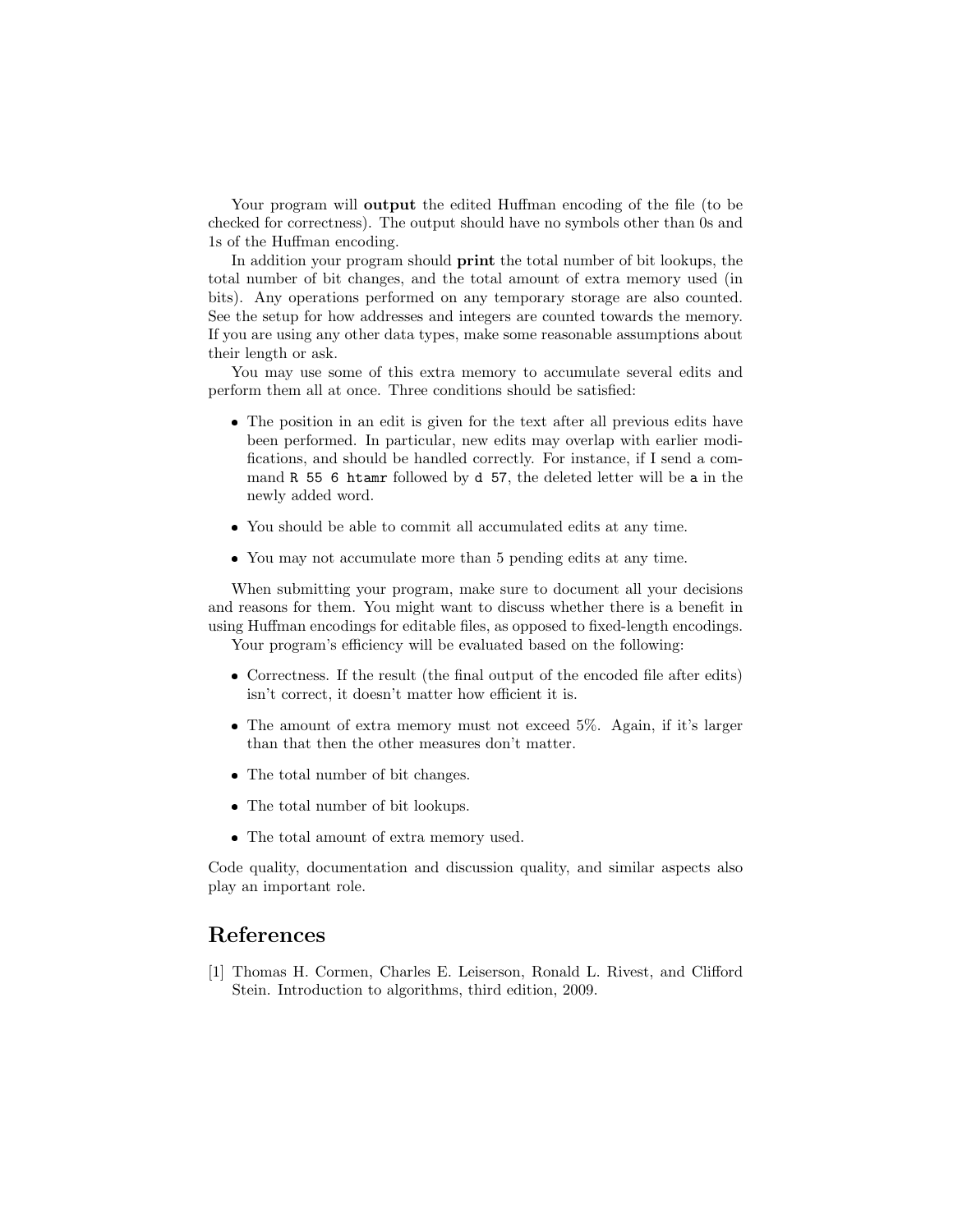Your program will **output** the edited Huffman encoding of the file (to be checked for correctness). The output should have no symbols other than 0s and 1s of the Huffman encoding.

In addition your program should **print** the total number of bit lookups, the total number of bit changes, and the total amount of extra memory used (in bits). Any operations performed on any temporary storage are also counted. See the setup for how addresses and integers are counted towards the memory. If you are using any other data types, make some reasonable assumptions about their length or ask.

You may use some of this extra memory to accumulate several edits and perform them all at once. Three conditions should be satisfied:

- The position in an edit is given for the text after all previous edits have been performed. In particular, new edits may overlap with earlier modifications, and should be handled correctly. For instance, if I send a command `R 55 6 htamr` followed by `d 57`, the deleted letter will be `a` in the newly added word.
- You should be able to commit all accumulated edits at any time.
- You may not accumulate more than 5 pending edits at any time.

When submitting your program, make sure to document all your decisions and reasons for them. You might want to discuss whether there is a benefit in using Huffman encodings for editable files, as opposed to fixed-length encodings.

Your program's efficiency will be evaluated based on the following:

- Correctness. If the result (the final output of the encoded file after edits) isn't correct, it doesn't matter how efficient it is.
- The amount of extra memory must not exceed 5%. Again, if it's larger than that then the other measures don't matter.
- The total number of bit changes.
- The total number of bit lookups.
- The total amount of extra memory used.

Code quality, documentation and discussion quality, and similar aspects also play an important role.

## References

[1] Thomas H. Cormen, Charles E. Leiserson, Ronald L. Rivest, and Clifford Stein. Introduction to algorithms, third edition, 2009.